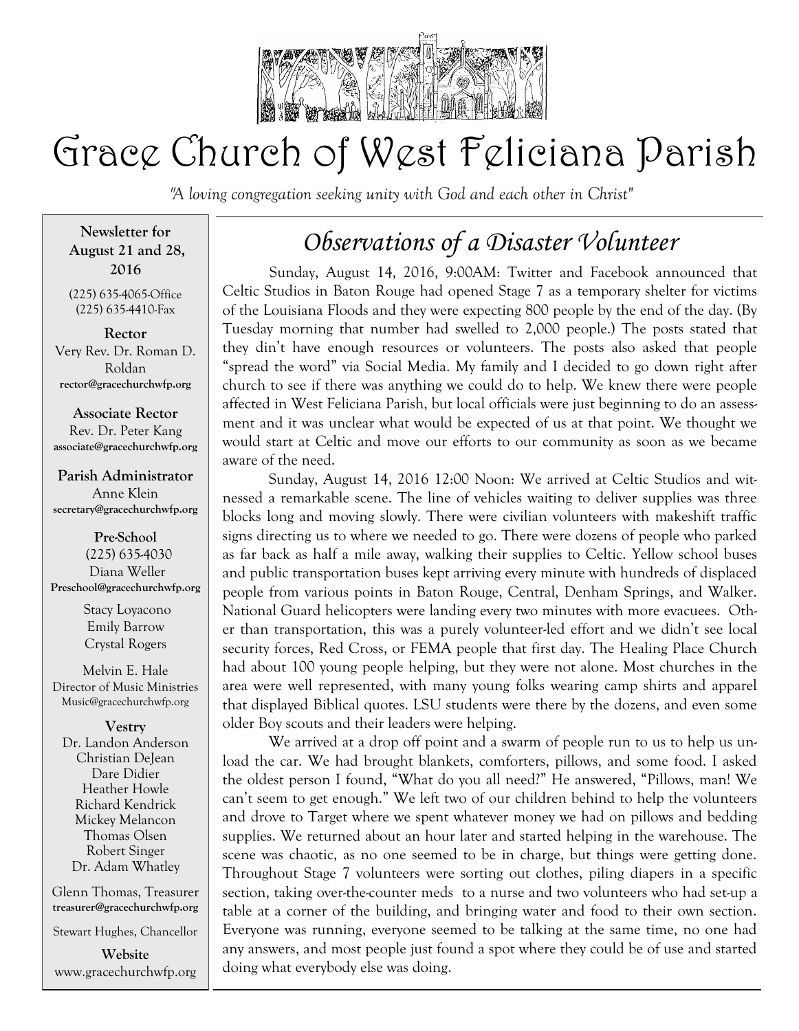# Grace Church of West Feliciana Parish

*"A loving congregation seeking unity with God and each other in Christ"*

**Newsletter for August 21 and 28, 2016**

(225) 635-4065-Office
(225) 635-4410-Fax

**Rector**
Very Rev. Dr. Roman D. Roldan
**rector@gracechurchwfp.org**

**Associate Rector**
Rev. Dr. Peter Kang
**associate@gracechurchwfp.org**

**Parish Administrator**
Anne Klein
**secretary@gracechurchwfp.org**

**Pre-School**
(225) 635-4030
Diana Weller
**Preschool@gracechurchwfp.org**

Stacy Loyacono
Emily Barrow
Crystal Rogers

Melvin E. Hale
Director of Music Ministries
Music@gracechurchwfp.org

**Vestry**
Dr. Landon Anderson
Christian DeJean
Dare Didier
Heather Howle
Richard Kendrick
Mickey Melancon
Thomas Olsen
Robert Singer
Dr. Adam Whatley

Glenn Thomas, Treasurer
**treasurer@gracechurchwfp.org**

Stewart Hughes, Chancellor

**Website**
www.gracechurchwfp.org

## *Observations of a Disaster Volunteer*

Sunday, August 14, 2016, 9:00AM: Twitter and Facebook announced that Celtic Studios in Baton Rouge had opened Stage 7 as a temporary shelter for victims of the Louisiana Floods and they were expecting 800 people by the end of the day. (By Tuesday morning that number had swelled to 2,000 people.) The posts stated that they din't have enough resources or volunteers. The posts also asked that people "spread the word" via Social Media. My family and I decided to go down right after church to see if there was anything we could do to help. We knew there were people affected in West Feliciana Parish, but local officials were just beginning to do an assessment and it was unclear what would be expected of us at that point. We thought we would start at Celtic and move our efforts to our community as soon as we became aware of the need.

Sunday, August 14, 2016 12:00 Noon: We arrived at Celtic Studios and witnessed a remarkable scene. The line of vehicles waiting to deliver supplies was three blocks long and moving slowly. There were civilian volunteers with makeshift traffic signs directing us to where we needed to go. There were dozens of people who parked as far back as half a mile away, walking their supplies to Celtic. Yellow school buses and public transportation buses kept arriving every minute with hundreds of displaced people from various points in Baton Rouge, Central, Denham Springs, and Walker. National Guard helicopters were landing every two minutes with more evacuees. Other than transportation, this was a purely volunteer-led effort and we didn't see local security forces, Red Cross, or FEMA people that first day. The Healing Place Church had about 100 young people helping, but they were not alone. Most churches in the area were well represented, with many young folks wearing camp shirts and apparel that displayed Biblical quotes. LSU students were there by the dozens, and even some older Boy scouts and their leaders were helping.

We arrived at a drop off point and a swarm of people run to us to help us unload the car. We had brought blankets, comforters, pillows, and some food. I asked the oldest person I found, "What do you all need?" He answered, "Pillows, man! We can't seem to get enough." We left two of our children behind to help the volunteers and drove to Target where we spent whatever money we had on pillows and bedding supplies. We returned about an hour later and started helping in the warehouse. The scene was chaotic, as no one seemed to be in charge, but things were getting done. Throughout Stage 7 volunteers were sorting out clothes, piling diapers in a specific section, taking over-the-counter meds to a nurse and two volunteers who had set-up a table at a corner of the building, and bringing water and food to their own section. Everyone was running, everyone seemed to be talking at the same time, no one had any answers, and most people just found a spot where they could be of use and started doing what everybody else was doing.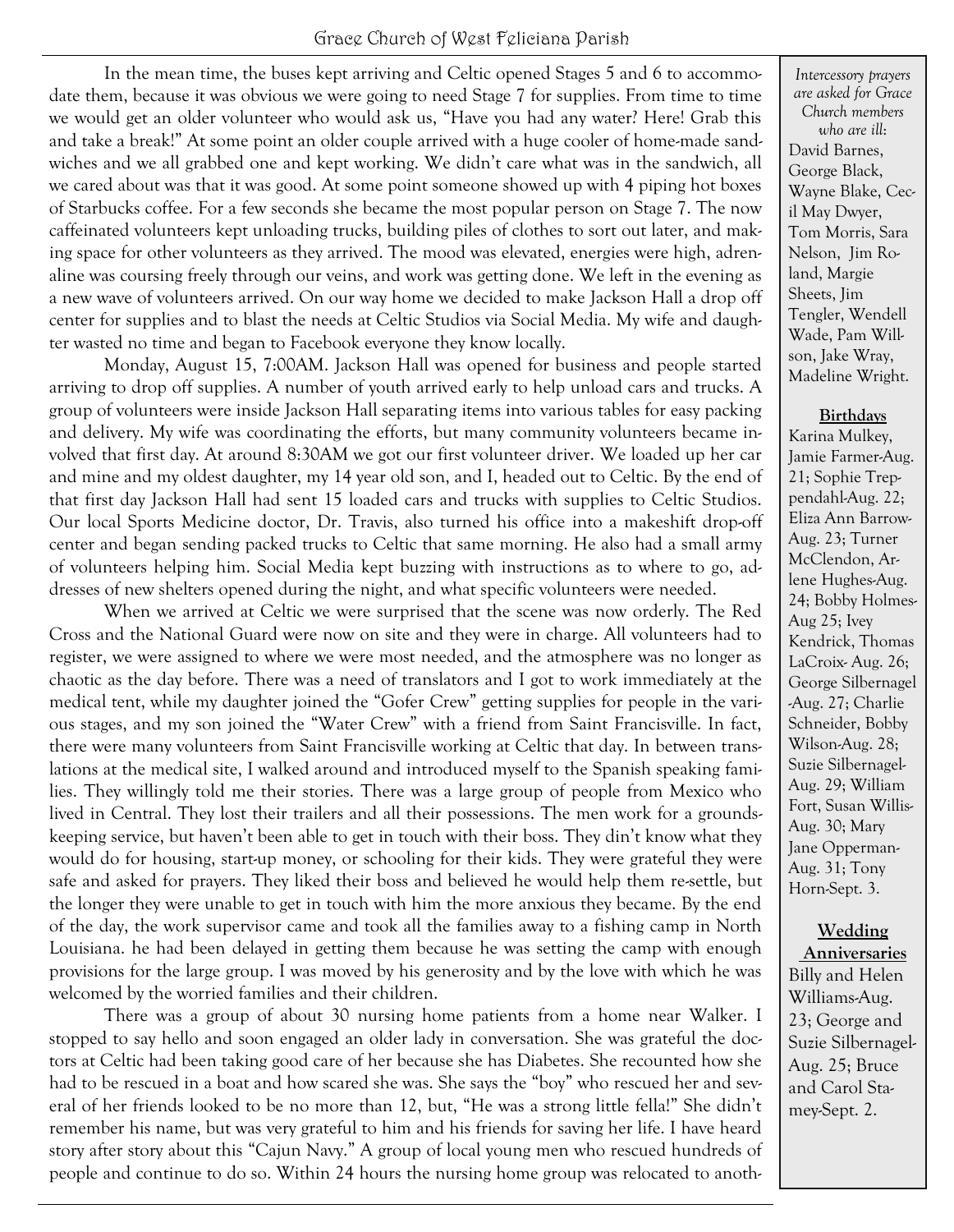In the mean time, the buses kept arriving and Celtic opened Stages 5 and 6 to accommodate them, because it was obvious we were going to need Stage 7 for supplies. From time to time we would get an older volunteer who would ask us, "Have you had any water? Here! Grab this and take a break!" At some point an older couple arrived with a huge cooler of home-made sandwiches and we all grabbed one and kept working. We didn't care what was in the sandwich, all we cared about was that it was good. At some point someone showed up with 4 piping hot boxes of Starbucks coffee. For a few seconds she became the most popular person on Stage 7. The now caffeinated volunteers kept unloading trucks, building piles of clothes to sort out later, and making space for other volunteers as they arrived. The mood was elevated, energies were high, adrenaline was coursing freely through our veins, and work was getting done. We left in the evening as a new wave of volunteers arrived. On our way home we decided to make Jackson Hall a drop off center for supplies and to blast the needs at Celtic Studios via Social Media. My wife and daughter wasted no time and began to Facebook everyone they know locally.

Monday, August 15, 7:00AM. Jackson Hall was opened for business and people started arriving to drop off supplies. A number of youth arrived early to help unload cars and trucks. A group of volunteers were inside Jackson Hall separating items into various tables for easy packing and delivery. My wife was coordinating the efforts, but many community volunteers became involved that first day. At around 8:30AM we got our first volunteer driver. We loaded up her car and mine and my oldest daughter, my 14 year old son, and I, headed out to Celtic. By the end of that first day Jackson Hall had sent 15 loaded cars and trucks with supplies to Celtic Studios. Our local Sports Medicine doctor, Dr. Travis, also turned his office into a makeshift drop-off center and began sending packed trucks to Celtic that same morning. He also had a small army of volunteers helping him. Social Media kept buzzing with instructions as to where to go, addresses of new shelters opened during the night, and what specific volunteers were needed.

When we arrived at Celtic we were surprised that the scene was now orderly. The Red Cross and the National Guard were now on site and they were in charge. All volunteers had to register, we were assigned to where we were most needed, and the atmosphere was no longer as chaotic as the day before. There was a need of translators and I got to work immediately at the medical tent, while my daughter joined the "Gofer Crew" getting supplies for people in the various stages, and my son joined the "Water Crew" with a friend from Saint Francisville. In fact, there were many volunteers from Saint Francisville working at Celtic that day. In between translations at the medical site, I walked around and introduced myself to the Spanish speaking families. They willingly told me their stories. There was a large group of people from Mexico who lived in Central. They lost their trailers and all their possessions. The men work for a groundskeeping service, but haven't been able to get in touch with their boss. They din't know what they would do for housing, start-up money, or schooling for their kids. They were grateful they were safe and asked for prayers. They liked their boss and believed he would help them re-settle, but the longer they were unable to get in touch with him the more anxious they became. By the end of the day, the work supervisor came and took all the families away to a fishing camp in North Louisiana. he had been delayed in getting them because he was setting the camp with enough provisions for the large group. I was moved by his generosity and by the love with which he was welcomed by the worried families and their children.

There was a group of about 30 nursing home patients from a home near Walker. I stopped to say hello and soon engaged an older lady in conversation. She was grateful the doctors at Celtic had been taking good care of her because she has Diabetes. She recounted how she had to be rescued in a boat and how scared she was. She says the "boy" who rescued her and several of her friends looked to be no more than 12, but, "He was a strong little fella!" She didn't remember his name, but was very grateful to him and his friends for saving her life. I have heard story after story about this "Cajun Navy." A group of local young men who rescued hundreds of people and continue to do so. Within 24 hours the nursing home group was relocated to anoth-

*Intercessory prayers are asked for Grace Church members who are ill:*
David Barnes, George Black, Wayne Blake, Cecil May Dwyer, Tom Morris, Sara Nelson, Jim Roland, Margie Sheets, Jim Tengler, Wendell Wade, Pam Willson, Jake Wray, Madeline Wright.

**Birthdays**

Karina Mulkey, Jamie Farmer-Aug. 21; Sophie Treppendahl-Aug. 22; Eliza Ann Barrow-Aug. 23; Turner McClendon, Arlene Hughes-Aug. 24; Bobby Holmes-Aug 25; Ivey Kendrick, Thomas LaCroix- Aug. 26; George Silbernagel -Aug. 27; Charlie Schneider, Bobby Wilson-Aug. 28; Suzie Silbernagel-Aug. 29; William Fort, Susan Willis-Aug. 30; Mary Jane Opperman-Aug. 31; Tony Horn-Sept. 3.

**Wedding Anniversaries**

Billy and Helen Williams-Aug. 23; George and Suzie Silbernagel-Aug. 25; Bruce and Carol Stamey-Sept. 2.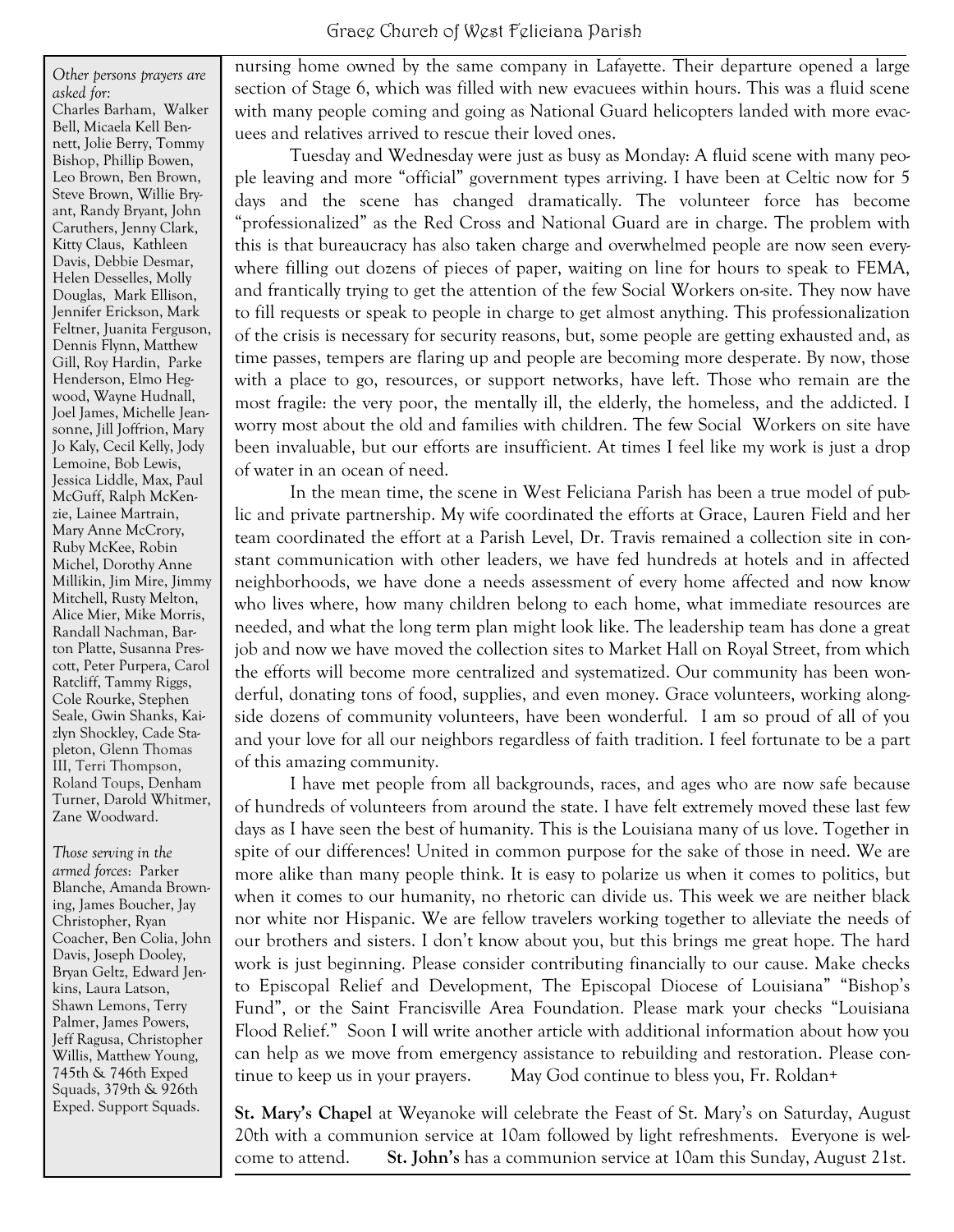*Other persons prayers are asked for*: Charles Barham, Walker Bell, Micaela Kell Bennett, Jolie Berry, Tommy Bishop, Phillip Bowen, Leo Brown, Ben Brown, Steve Brown, Willie Bryant, Randy Bryant, John Caruthers, Jenny Clark, Kitty Claus, Kathleen Davis, Debbie Desmar, Helen Desselles, Molly Douglas, Mark Ellison, Jennifer Erickson, Mark Feltner, Juanita Ferguson, Dennis Flynn, Matthew Gill, Roy Hardin, Parke Henderson, Elmo Hegwood, Wayne Hudnall, Joel James, Michelle Jeansonne, Jill Joffrion, Mary Jo Kaly, Cecil Kelly, Jody Lemoine, Bob Lewis, Jessica Liddle, Max, Paul McGuff, Ralph McKenzie, Lainee Martrain, Mary Anne McCrory, Ruby McKee, Robin Michel, Dorothy Anne Millikin, Jim Mire, Jimmy Mitchell, Rusty Melton, Alice Mier, Mike Morris, Randall Nachman, Barton Platte, Susanna Prescott, Peter Purpera, Carol Ratcliff, Tammy Riggs, Cole Rourke, Stephen Seale, Gwin Shanks, Kaizlyn Shockley, Cade Stapleton, Glenn Thomas III, Terri Thompson, Roland Toups, Denham Turner, Darold Whitmer, Zane Woodward.

*Those serving in the armed forces*: Parker Blanche, Amanda Browning, James Boucher, Jay Christopher, Ryan Coacher, Ben Colia, John Davis, Joseph Dooley, Bryan Geltz, Edward Jenkins, Laura Latson, Shawn Lemons, Terry Palmer, James Powers, Jeff Ragusa, Christopher Willis, Matthew Young, 745th & 746th Exped Squads, 379th & 926th Exped. Support Squads.

nursing home owned by the same company in Lafayette. Their departure opened a large section of Stage 6, which was filled with new evacuees within hours. This was a fluid scene with many people coming and going as National Guard helicopters landed with more evacuees and relatives arrived to rescue their loved ones.

Tuesday and Wednesday were just as busy as Monday: A fluid scene with many people leaving and more "official" government types arriving. I have been at Celtic now for 5 days and the scene has changed dramatically. The volunteer force has become "professionalized" as the Red Cross and National Guard are in charge. The problem with this is that bureaucracy has also taken charge and overwhelmed people are now seen everywhere filling out dozens of pieces of paper, waiting on line for hours to speak to FEMA, and frantically trying to get the attention of the few Social Workers on-site. They now have to fill requests or speak to people in charge to get almost anything. This professionalization of the crisis is necessary for security reasons, but, some people are getting exhausted and, as time passes, tempers are flaring up and people are becoming more desperate. By now, those with a place to go, resources, or support networks, have left. Those who remain are the most fragile: the very poor, the mentally ill, the elderly, the homeless, and the addicted. I worry most about the old and families with children. The few Social Workers on site have been invaluable, but our efforts are insufficient. At times I feel like my work is just a drop of water in an ocean of need.

In the mean time, the scene in West Feliciana Parish has been a true model of public and private partnership. My wife coordinated the efforts at Grace, Lauren Field and her team coordinated the effort at a Parish Level, Dr. Travis remained a collection site in constant communication with other leaders, we have fed hundreds at hotels and in affected neighborhoods, we have done a needs assessment of every home affected and now know who lives where, how many children belong to each home, what immediate resources are needed, and what the long term plan might look like. The leadership team has done a great job and now we have moved the collection sites to Market Hall on Royal Street, from which the efforts will become more centralized and systematized. Our community has been wonderful, donating tons of food, supplies, and even money. Grace volunteers, working alongside dozens of community volunteers, have been wonderful. I am so proud of all of you and your love for all our neighbors regardless of faith tradition. I feel fortunate to be a part of this amazing community.

I have met people from all backgrounds, races, and ages who are now safe because of hundreds of volunteers from around the state. I have felt extremely moved these last few days as I have seen the best of humanity. This is the Louisiana many of us love. Together in spite of our differences! United in common purpose for the sake of those in need. We are more alike than many people think. It is easy to polarize us when it comes to politics, but when it comes to our humanity, no rhetoric can divide us. This week we are neither black nor white nor Hispanic. We are fellow travelers working together to alleviate the needs of our brothers and sisters. I don't know about you, but this brings me great hope. The hard work is just beginning. Please consider contributing financially to our cause. Make checks to Episcopal Relief and Development, The Episcopal Diocese of Louisiana" "Bishop's Fund", or the Saint Francisville Area Foundation. Please mark your checks "Louisiana Flood Relief." Soon I will write another article with additional information about how you can help as we move from emergency assistance to rebuilding and restoration. Please continue to keep us in your prayers. May God continue to bless you, Fr. Roldan+

**St. Mary's Chapel** at Weyanoke will celebrate the Feast of St. Mary's on Saturday, August 20th with a communion service at 10am followed by light refreshments. Everyone is welcome to attend. **St. John's** has a communion service at 10am this Sunday, August 21st.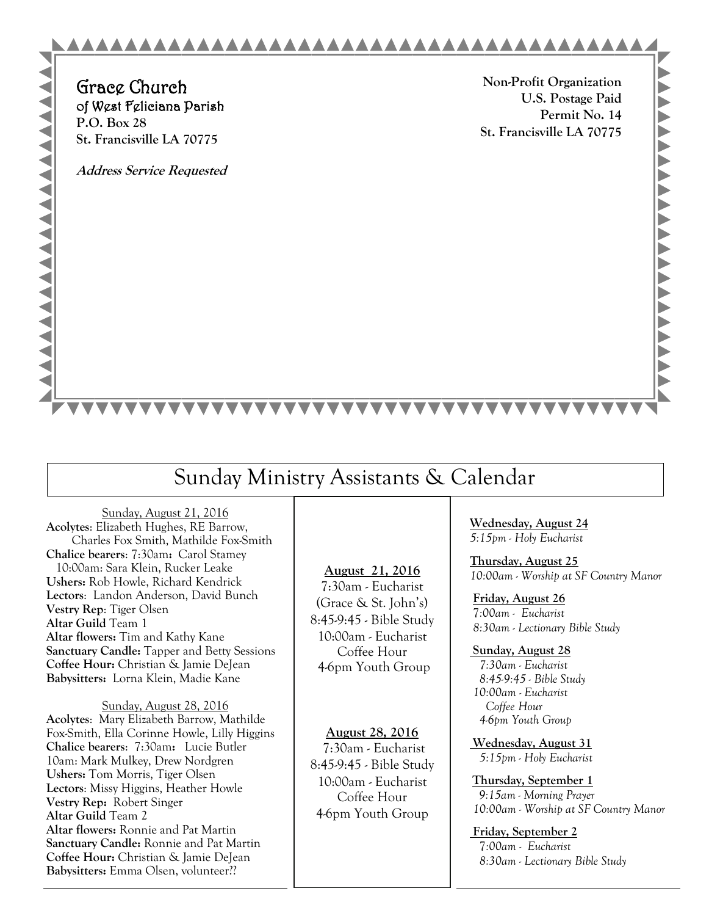Grace Church
of West Feliciana Parish
**P.O. Box 28**
**St. Francisville LA 70775**

***Address Service Requested***

**Non-Profit Organization**
**U.S. Postage Paid**
**Permit No. 14**
**St. Francisville LA 70775**

# Sunday Ministry Assistants & Calendar

Sunday, August 21, 2016
**Acolytes**: Elizabeth Hughes, RE Barrow, Charles Fox Smith, Mathilde Fox-Smith
**Chalice bearers**: 7:30am**:** Carol Stamey
10:00am: Sara Klein, Rucker Leake
**Ushers:** Rob Howle, Richard Kendrick
**Lectors**: Landon Anderson, David Bunch
**Vestry Rep**: Tiger Olsen
**Altar Guild** Team 1
**Altar flowers:** Tim and Kathy Kane
**Sanctuary Candle:** Tapper and Betty Sessions
**Coffee Hour:** Christian & Jamie DeJean
**Babysitters:** Lorna Klein, Madie Kane

Sunday, August 28, 2016
**Acolytes**: Mary Elizabeth Barrow, Mathilde Fox-Smith, Ella Corinne Howle, Lilly Higgins
**Chalice bearers**: 7:30am**:** Lucie Butler
10am: Mark Mulkey, Drew Nordgren
**Ushers:** Tom Morris, Tiger Olsen
**Lectors**: Missy Higgins, Heather Howle
**Vestry Rep:** Robert Singer
**Altar Guild** Team 2
**Altar flowers:** Ronnie and Pat Martin
**Sanctuary Candle:** Ronnie and Pat Martin
**Coffee Hour:** Christian & Jamie DeJean
**Babysitters:** Emma Olsen, volunteer??

**August 21, 2016**
7:30am - Eucharist
(Grace & St. John's)
8:45-9:45 - Bible Study
10:00am - Eucharist
Coffee Hour
4-6pm Youth Group

**August 28, 2016**
7:30am - Eucharist
8:45-9:45 - Bible Study
10:00am - Eucharist
Coffee Hour
4-6pm Youth Group

**Wednesday, August 24**
*5:15pm - Holy Eucharist*

**Thursday, August 25**
*10:00am - Worship at SF Country Manor*

**Friday, August 26**
*7:00am - Eucharist*
*8:30am - Lectionary Bible Study*

**Sunday, August 28**
*7:30am - Eucharist*
*8:45-9:45 - Bible Study*
*10:00am - Eucharist*
*Coffee Hour*
*4-6pm Youth Group*

**Wednesday, August 31**
*5:15pm - Holy Eucharist*

**Thursday, September 1**
*9:15am - Morning Prayer*
*10:00am - Worship at SF Country Manor*

**Friday, September 2**
*7:00am - Eucharist*
*8:30am - Lectionary Bible Study*